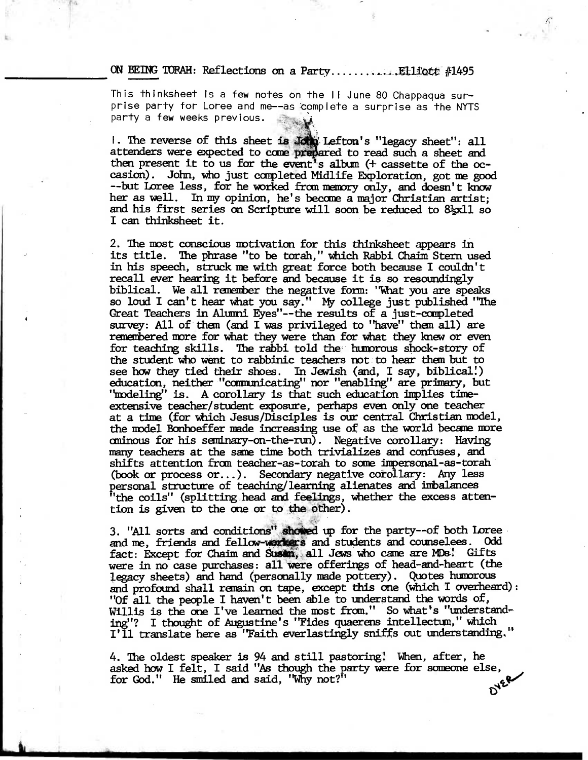ON BEING TORAH: Reflections on a Party............Elliott #1495

This thinksheet is a few notes on the 11 June 80 Chappaqua surprise party for Loree and me--as complete a surprise as the NYTS party a few weeks previous.

1. The reverse of this sheet is John Lefton's "legacy sheet": all attenders were expected to come prepared to read such a sheet and then present it to us for the event's album (+ cassette of the occasion). John, who just completed Midlife Exploration, got me good --but Loree less, for he worked from memory only, and doesn't know her as well. In my opinion, he's become a major Christian artist; and his first series on Scripture will soon be reduced to 8½x11 so I can thinksheet it.

2. The most conscious motivation for this thinksheet appears in its title. The phrase "to be torah," which Rabbi Chaim Stern used in his speech, struck me with great force both because I couldn't recall ever hearing it before and because it is so resoundingly biblical. We all remember the negative form: "What you are speaks so loud I can't hear what you say." My college just published "The Great Teachers in Alumni Eyes"--the results of a just-completed survey: All of them (and I was privileged to "have" them all) are remembered more for what they were than for what they knew or even for teaching skills. The rabbi told the humorous shock-story of the student who went to rabbinic teachers not to hear them but to see how they tied their shoes. In Jewish (and, I say, biblical!) education, neither "communicating" nor "enabling" are primary, but "modeling" is. A corollary is that such education implies time-extensive teacher/student exposure, perhaps even only one teacher at a time (for which Jesus/Disciples is our central Christian model, the model Bonhoeffer made increasing use of as the world became more ominous for his seminary-on-the-run). Negative corollary: Having many teachers at the same time both trivializes and confuses, and shifts attention from teacher-as-torah to some impersonal-as-torah (book or process or...). Secondary negative corollary: Any less personal structure of teaching/learning alienates and imbalances "the coils" (splitting head and feelings, whether the excess attention is given to the one or to the other).

3. "All sorts and conditions" showed up for the party--of both Loree and me, friends and fellow-workers and students and counselees. Odd fact: Except for Chaim and Susan, all Jews who came are MDs! Gifts were in no case purchases: all were offerings of head-and-heart (the legacy sheets) and hand (personally made pottery). Quotes humorous and profound shall remain on tape, except this one (which I overheard): "Of all the people I haven't been able to understand the words of, Willis is the one I've learned the most from." So what's "understanding"? I thought of Augustine's "Fides quaerens intellectum," which I'll translate here as "Faith everlastingly sniffs out understanding."

4. The oldest speaker is 94 and still pastoring! When, after, he asked how I felt, I said "As though the party were for someone else, for God." He smiled and said, "Why not?"

OVER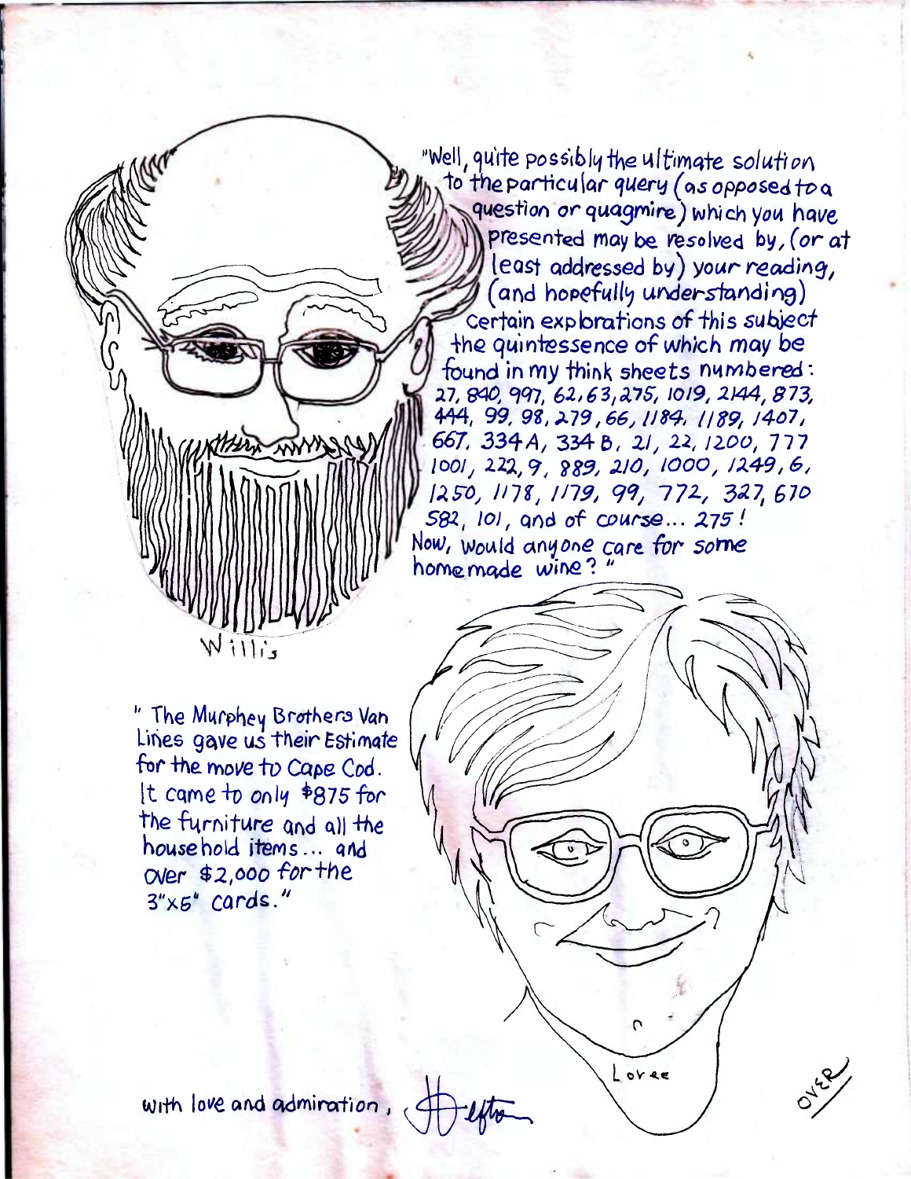"Well, quite possibly the ultimate solution to the particular query (as opposed to a question or quagmire) which you have presented may be resolved by, (or at least addressed by) your reading, (and hopefully understanding) certain explorations of this subject the quintessence of which may be found in my think sheets numbered: 27, 840, 997, 62, 63, 275, 1019, 2144, 873, 444, 99, 98, 279, 66, 1184, 1189, 1407, 667, 334 A, 334 B, 21, 22, 1200, 777 1001, 222, 9, 889, 210, 1000, 1249, 6, 1250, 1178, 1179, 99, 772, 327, 670 582, 101, and of course... 275! Now, would anyone care for some homemade wine?"

Willis

"The Murphey Brothers Van Lines gave us their Estimate for the move to Cape Cod. It came to only $875 for the furniture and all the household items... and over $2,000 for the 3"x5" cards."

Loree

with love and admiration,

OVER